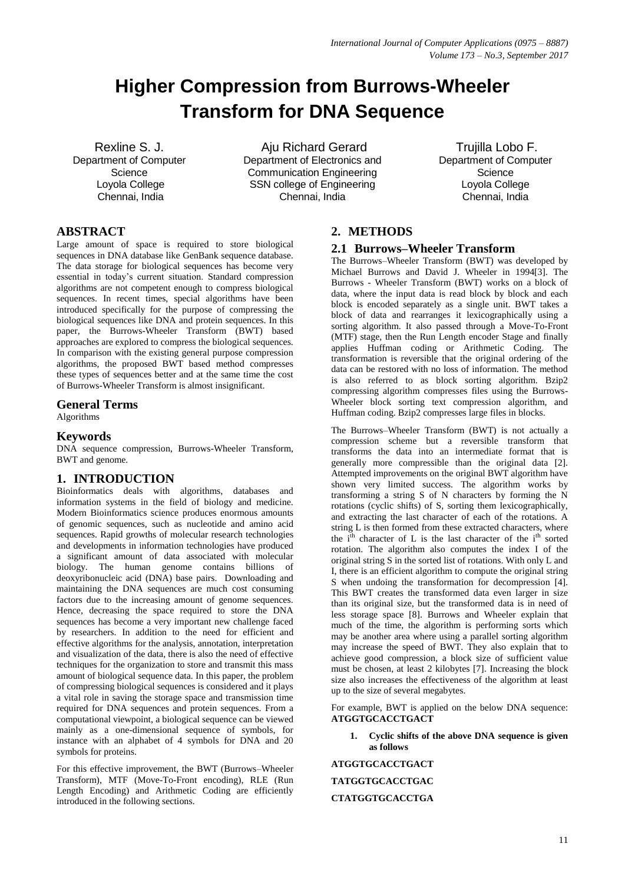# Higher Compression from Burrows-Wheeler Transform for DNA Sequence

Rexline S. J.
Department of Computer Science
Loyola College
Chennai, India

Aju Richard Gerard
Department of Electronics and Communication Engineering
SSN college of Engineering
Chennai, India

Trujilla Lobo F.
Department of Computer Science
Loyola College
Chennai, India

## ABSTRACT

Large amount of space is required to store biological sequences in DNA database like GenBank sequence database. The data storage for biological sequences has become very essential in today's current situation. Standard compression algorithms are not competent enough to compress biological sequences. In recent times, special algorithms have been introduced specifically for the purpose of compressing the biological sequences like DNA and protein sequences. In this paper, the Burrows-Wheeler Transform (BWT) based approaches are explored to compress the biological sequences. In comparison with the existing general purpose compression algorithms, the proposed BWT based method compresses these types of sequences better and at the same time the cost of Burrows-Wheeler Transform is almost insignificant.

## General Terms

Algorithms

## Keywords

DNA sequence compression, Burrows-Wheeler Transform, BWT and genome.

## 1. INTRODUCTION

Bioinformatics deals with algorithms, databases and information systems in the field of biology and medicine. Modern Bioinformatics science produces enormous amounts of genomic sequences, such as nucleotide and amino acid sequences. Rapid growths of molecular research technologies and developments in information technologies have produced a significant amount of data associated with molecular biology. The human genome contains billions of deoxyribonucleic acid (DNA) base pairs. Downloading and maintaining the DNA sequences are much cost consuming factors due to the increasing amount of genome sequences. Hence, decreasing the space required to store the DNA sequences has become a very important new challenge faced by researchers. In addition to the need for efficient and effective algorithms for the analysis, annotation, interpretation and visualization of the data, there is also the need of effective techniques for the organization to store and transmit this mass amount of biological sequence data. In this paper, the problem of compressing biological sequences is considered and it plays a vital role in saving the storage space and transmission time required for DNA sequences and protein sequences. From a computational viewpoint, a biological sequence can be viewed mainly as a one-dimensional sequence of symbols, for instance with an alphabet of 4 symbols for DNA and 20 symbols for proteins.

For this effective improvement, the BWT (Burrows–Wheeler Transform), MTF (Move-To-Front encoding), RLE (Run Length Encoding) and Arithmetic Coding are efficiently introduced in the following sections.

## 2. METHODS

### 2.1 Burrows–Wheeler Transform

The Burrows–Wheeler Transform (BWT) was developed by Michael Burrows and David J. Wheeler in 1994[3]. The Burrows - Wheeler Transform (BWT) works on a block of data, where the input data is read block by block and each block is encoded separately as a single unit. BWT takes a block of data and rearranges it lexicographically using a sorting algorithm. It also passed through a Move-To-Front (MTF) stage, then the Run Length encoder Stage and finally applies Huffman coding or Arithmetic Coding. The transformation is reversible that the original ordering of the data can be restored with no loss of information. The method is also referred to as block sorting algorithm. Bzip2 compressing algorithm compresses files using the Burrows-Wheeler block sorting text compression algorithm, and Huffman coding. Bzip2 compresses large files in blocks.

The Burrows–Wheeler Transform (BWT) is not actually a compression scheme but a reversible transform that transforms the data into an intermediate format that is generally more compressible than the original data [2]. Attempted improvements on the original BWT algorithm have shown very limited success. The algorithm works by transforming a string S of N characters by forming the N rotations (cyclic shifts) of S, sorting them lexicographically, and extracting the last character of each of the rotations. A string L is then formed from these extracted characters, where the $i^{th}$ character of L is the last character of the $i^{th}$ sorted rotation. The algorithm also computes the index I of the original string S in the sorted list of rotations. With only L and I, there is an efficient algorithm to compute the original string S when undoing the transformation for decompression [4]. This BWT creates the transformed data even larger in size than its original size, but the transformed data is in need of less storage space [8]. Burrows and Wheeler explain that much of the time, the algorithm is performing sorts which may be another area where using a parallel sorting algorithm may increase the speed of BWT. They also explain that to achieve good compression, a block size of sufficient value must be chosen, at least 2 kilobytes [7]. Increasing the block size also increases the effectiveness of the algorithm at least up to the size of several megabytes.

For example, BWT is applied on the below DNA sequence: **ATGGTGCACCTGACT**

1. **Cyclic shifts of the above DNA sequence is given as follows**

**ATGGTGCACCTGACT**

**TATGGTGCACCTGAC**

**CTATGGTGCACCTGA**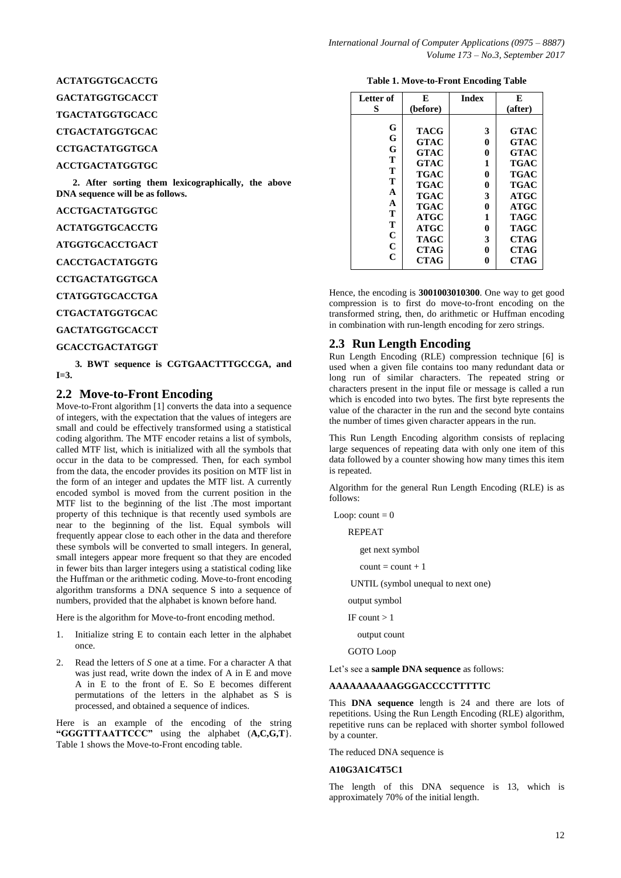**ACTATGGTGCACCTG**

**GACTATGGTGCACCT**

**TGACTATGGTGCACC**

**CTGACTATGGTGCAC**

**CCTGACTATGGTGCA**

**ACCTGACTATGGTGC**

**2. After sorting them lexicographically, the above DNA sequence will be as follows.**

**ACCTGACTATGGTGC**

**ACTATGGTGCACCTG**

**ATGGTGCACCTGACT**

**CACCTGACTATGGTG**

**CCTGACTATGGTGCA**

**CTATGGTGCACCTGA**

**CTGACTATGGTGCAC**

**GACTATGGTGCACCT**

**GCACCTGACTATGGT**

**3. BWT sequence is CGTGAACTTTGCCGA, and I=3.**

## 2.2 Move-to-Front Encoding

Move-to-Front algorithm [1] converts the data into a sequence of integers, with the expectation that the values of integers are small and could be effectively transformed using a statistical coding algorithm. The MTF encoder retains a list of symbols, called MTF list, which is initialized with all the symbols that occur in the data to be compressed. Then, for each symbol from the data, the encoder provides its position on MTF list in the form of an integer and updates the MTF list. A currently encoded symbol is moved from the current position in the MTF list to the beginning of the list .The most important property of this technique is that recently used symbols are near to the beginning of the list. Equal symbols will frequently appear close to each other in the data and therefore these symbols will be converted to small integers. In general, small integers appear more frequent so that they are encoded in fewer bits than larger integers using a statistical coding like the Huffman or the arithmetic coding. Move-to-front encoding algorithm transforms a DNA sequence S into a sequence of numbers, provided that the alphabet is known before hand.

Here is the algorithm for Move-to-front encoding method.

1. Initialize string E to contain each letter in the alphabet once.
2. Read the letters of *S* one at a time. For a character A that was just read, write down the index of A in E and move A in E to the front of E. So E becomes different permutations of the letters in the alphabet as S is processed, and obtained a sequence of indices.

Here is an example of the encoding of the string **"GGGTTTAATTCCC"** using the alphabet {**A,C,G,T**}. Table 1 shows the Move-to-Front encoding table.

**Table 1. Move-to-Front Encoding Table**

| Letter of S | E (before) | Index | E (after) |
|---|---|---|---|
| G | TACG | 3 | GTAC |
| G | GTAC | 0 | GTAC |
| G | GTAC | 0 | GTAC |
| T | GTAC | 1 | TGAC |
| T | TGAC | 0 | TGAC |
| T | TGAC | 0 | TGAC |
| A | TGAC | 3 | ATGC |
| A | TGAC | 0 | ATGC |
| T | ATGC | 1 | TAGC |
| T | ATGC | 0 | TAGC |
| C | TAGC | 3 | CTAG |
| C | CTAG | 0 | CTAG |
| C | CTAG | 0 | CTAG |

Hence, the encoding is **3001003010300**. One way to get good compression is to first do move-to-front encoding on the transformed string, then, do arithmetic or Huffman encoding in combination with run-length encoding for zero strings.

## 2.3 Run Length Encoding

Run Length Encoding (RLE) compression technique [6] is used when a given file contains too many redundant data or long run of similar characters. The repeated string or characters present in the input file or message is called a run which is encoded into two bytes. The first byte represents the value of the character in the run and the second byte contains the number of times given character appears in the run.

This Run Length Encoding algorithm consists of replacing large sequences of repeating data with only one item of this data followed by a counter showing how many times this item is repeated.

Algorithm for the general Run Length Encoding (RLE) is as follows:

```
Loop: count = 0
    REPEAT
        get next symbol
        count = count + 1
    UNTIL (symbol unequal to next one)
    output symbol
    IF count > 1
        output count
    GOTO Loop
```

Let's see a **sample DNA sequence** as follows:

**AAAAAAAAAAGGGACCCCTTTTTC**

This **DNA sequence** length is 24 and there are lots of repetitions. Using the Run Length Encoding (RLE) algorithm, repetitive runs can be replaced with shorter symbol followed by a counter.

The reduced DNA sequence is

**A10G3A1C4T5C1**

The length of this DNA sequence is 13, which is approximately 70% of the initial length.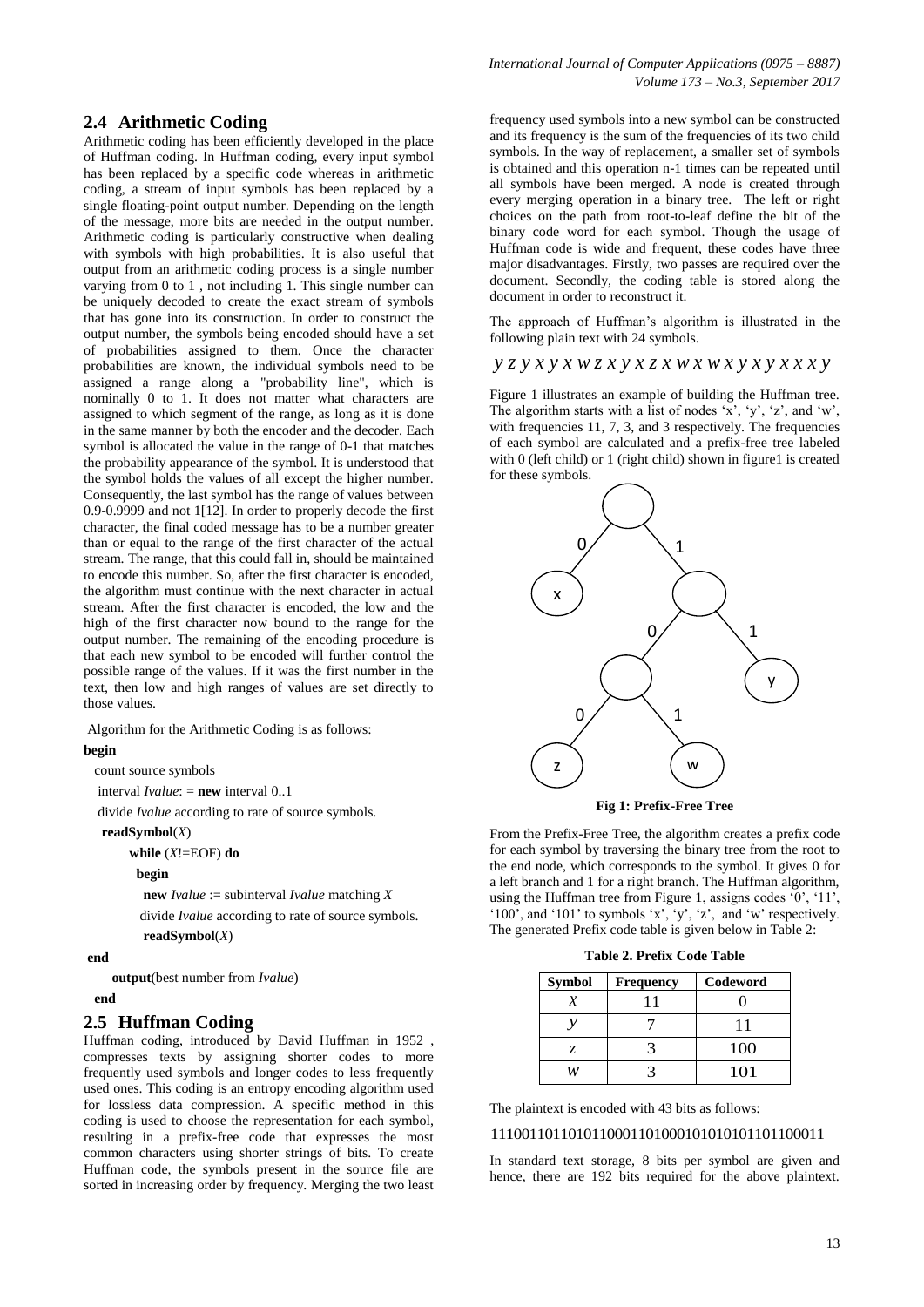## 2.4 Arithmetic Coding

Arithmetic coding has been efficiently developed in the place of Huffman coding. In Huffman coding, every input symbol has been replaced by a specific code whereas in arithmetic coding, a stream of input symbols has been replaced by a single floating-point output number. Depending on the length of the message, more bits are needed in the output number. Arithmetic coding is particularly constructive when dealing with symbols with high probabilities. It is also useful that output from an arithmetic coding process is a single number varying from 0 to 1 , not including 1. This single number can be uniquely decoded to create the exact stream of symbols that has gone into its construction. In order to construct the output number, the symbols being encoded should have a set of probabilities assigned to them. Once the character probabilities are known, the individual symbols need to be assigned a range along a "probability line", which is nominally 0 to 1. It does not matter what characters are assigned to which segment of the range, as long as it is done in the same manner by both the encoder and the decoder. Each symbol is allocated the value in the range of 0-1 that matches the probability appearance of the symbol. It is understood that the symbol holds the values of all except the higher number. Consequently, the last symbol has the range of values between 0.9-0.9999 and not 1[12]. In order to properly decode the first character, the final coded message has to be a number greater than or equal to the range of the first character of the actual stream. The range, that this could fall in, should be maintained to encode this number. So, after the first character is encoded, the algorithm must continue with the next character in actual stream. After the first character is encoded, the low and the high of the first character now bound to the range for the output number. The remaining of the encoding procedure is that each new symbol to be encoded will further control the possible range of the values. If it was the first number in the text, then low and high ranges of values are set directly to those values.

Algorithm for the Arithmetic Coding is as follows:

```
begin
  count source symbols
  interval Ivalue: = new interval 0..1
  divide Ivalue according to rate of source symbols.
  readSymbol(X)
      while (X!=EOF) do
        begin
          new Ivalue := subinterval Ivalue matching X
          divide Ivalue according to rate of source symbols.
          readSymbol(X)
end
      output(best number from Ivalue)
  end
```

## 2.5 Huffman Coding

Huffman coding, introduced by David Huffman in 1952 , compresses texts by assigning shorter codes to more frequently used symbols and longer codes to less frequently used ones. This coding is an entropy encoding algorithm used for lossless data compression. A specific method in this coding is used to choose the representation for each symbol, resulting in a prefix-free code that expresses the most common characters using shorter strings of bits. To create Huffman code, the symbols present in the source file are sorted in increasing order by frequency. Merging the two least frequency used symbols into a new symbol can be constructed and its frequency is the sum of the frequencies of its two child symbols. In the way of replacement, a smaller set of symbols is obtained and this operation n-1 times can be repeated until all symbols have been merged. A node is created through every merging operation in a binary tree. The left or right choices on the path from root-to-leaf define the bit of the binary code word for each symbol. Though the usage of Huffman code is wide and frequent, these codes have three major disadvantages. Firstly, two passes are required over the document. Secondly, the coding table is stored along the document in order to reconstruct it.

The approach of Huffman's algorithm is illustrated in the following plain text with 24 symbols.

*y z y x y x w z x y x z x w x w x y x y x x x y*

Figure 1 illustrates an example of building the Huffman tree. The algorithm starts with a list of nodes 'x', 'y', 'z', and 'w', with frequencies 11, 7, 3, and 3 respectively. The frequencies of each symbol are calculated and a prefix-free tree labeled with 0 (left child) or 1 (right child) shown in figure1 is created for these symbols.

**Fig 1: Prefix-Free Tree**

From the Prefix-Free Tree, the algorithm creates a prefix code for each symbol by traversing the binary tree from the root to the end node, which corresponds to the symbol. It gives 0 for a left branch and 1 for a right branch. The Huffman algorithm, using the Huffman tree from Figure 1, assigns codes '0', '11', '100', and '101' to symbols 'x', 'y', 'z', and 'w' respectively. The generated Prefix code table is given below in Table 2:

**Table 2. Prefix Code Table**

| Symbol | Frequency | Codeword |
|---|---|---|
| *x* | 11 | 0 |
| *y* | 7 | 11 |
| *z* | 3 | 100 |
| *w* | 3 | 101 |

The plaintext is encoded with 43 bits as follows:

1110011011010110001101000101010101101100011

In standard text storage, 8 bits per symbol are given and hence, there are 192 bits required for the above plaintext.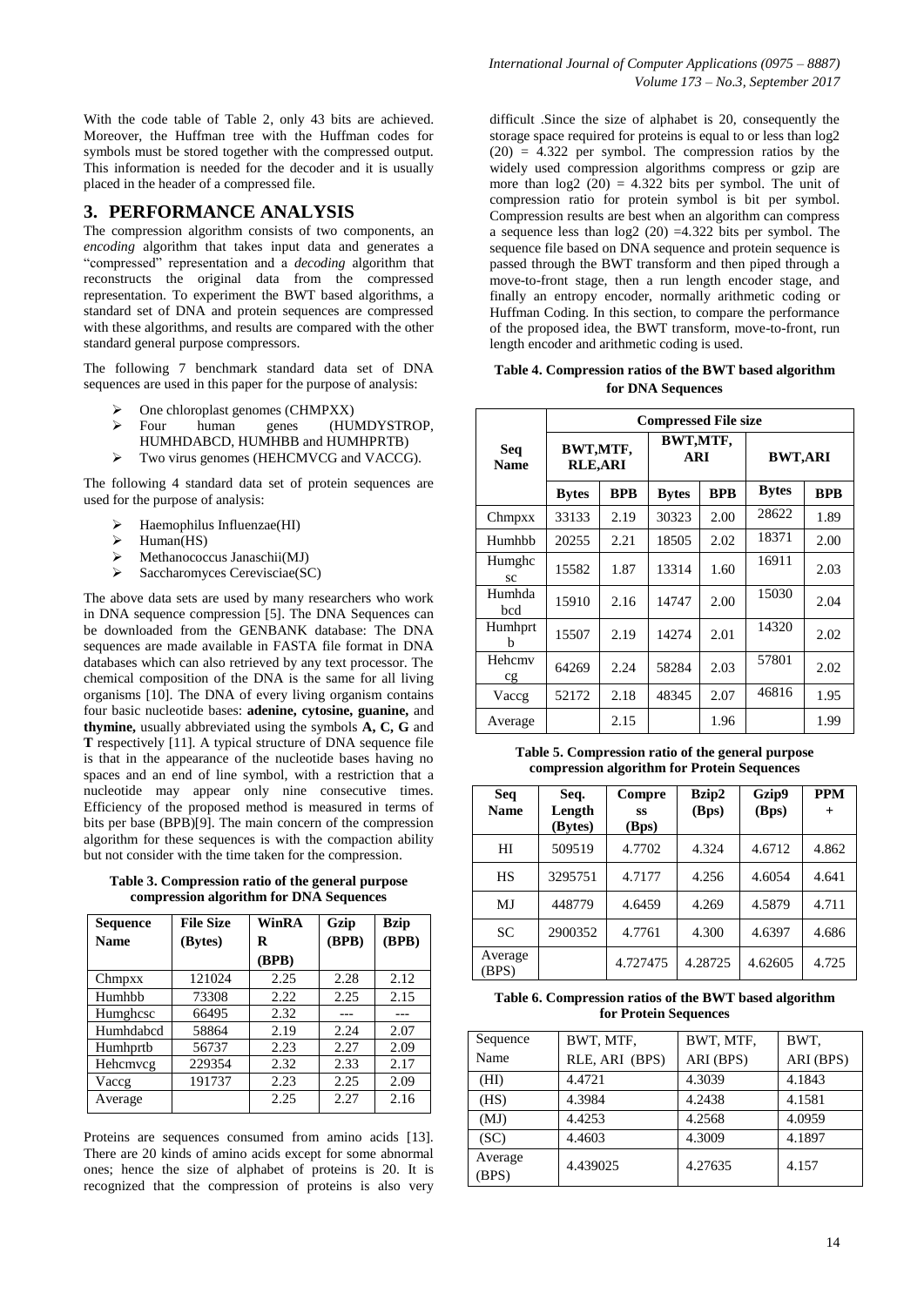With the code table of Table 2, only 43 bits are achieved. Moreover, the Huffman tree with the Huffman codes for symbols must be stored together with the compressed output. This information is needed for the decoder and it is usually placed in the header of a compressed file.

## 3. PERFORMANCE ANALYSIS

The compression algorithm consists of two components, an *encoding* algorithm that takes input data and generates a "compressed" representation and a *decoding* algorithm that reconstructs the original data from the compressed representation. To experiment the BWT based algorithms, a standard set of DNA and protein sequences are compressed with these algorithms, and results are compared with the other standard general purpose compressors.

The following 7 benchmark standard data set of DNA sequences are used in this paper for the purpose of analysis:

- One chloroplast genomes (CHMPXX)
- Four human genes (HUMDYSTROP, HUMHDABCD, HUMHBB and HUMHPRTB)
- Two virus genomes (HEHCMVCG and VACCG).

The following 4 standard data set of protein sequences are used for the purpose of analysis:

- Haemophilus Influenzae(HI)
- Human(HS)
- Methanococcus Janaschii(MJ)
- Saccharomyces Cerevisciae(SC)

The above data sets are used by many researchers who work in DNA sequence compression [5]. The DNA Sequences can be downloaded from the GENBANK database: The DNA sequences are made available in FASTA file format in DNA databases which can also retrieved by any text processor. The chemical composition of the DNA is the same for all living organisms [10]. The DNA of every living organism contains four basic nucleotide bases: **adenine, cytosine, guanine,** and **thymine,** usually abbreviated using the symbols **A, C, G** and **T** respectively [11]. A typical structure of DNA sequence file is that in the appearance of the nucleotide bases having no spaces and an end of line symbol, with a restriction that a nucleotide may appear only nine consecutive times. Efficiency of the proposed method is measured in terms of bits per base (BPB)[9]. The main concern of the compression algorithm for these sequences is with the compaction ability but not consider with the time taken for the compression.

**Table 3. Compression ratio of the general purpose compression algorithm for DNA Sequences**

| Sequence Name | File Size (Bytes) | WinRAR (BPB) | Gzip (BPB) | Bzip (BPB) |
|---|---|---|---|---|
| Chmpxx | 121024 | 2.25 | 2.28 | 2.12 |
| Humhbb | 73308 | 2.22 | 2.25 | 2.15 |
| Humghcsc | 66495 | 2.32 | --- | --- |
| Humhdabcd | 58864 | 2.19 | 2.24 | 2.07 |
| Humhprtb | 56737 | 2.23 | 2.27 | 2.09 |
| Hehcmvcg | 229354 | 2.32 | 2.33 | 2.17 |
| Vaccg | 191737 | 2.23 | 2.25 | 2.09 |
| Average | | 2.25 | 2.27 | 2.16 |

Proteins are sequences consumed from amino acids [13]. There are 20 kinds of amino acids except for some abnormal ones; hence the size of alphabet of proteins is 20. It is recognized that the compression of proteins is also very difficult .Since the size of alphabet is 20, consequently the storage space required for proteins is equal to or less than $\log_2(20) = 4.322$ per symbol. The compression ratios by the widely used compression algorithms compress or gzip are more than $\log_2(20) = 4.322$ bits per symbol. The unit of compression ratio for protein symbol is bit per symbol. Compression results are best when an algorithm can compress a sequence less than $\log_2(20) = 4.322$ bits per symbol. The sequence file based on DNA sequence and protein sequence is passed through the BWT transform and then piped through a move-to-front stage, then a run length encoder stage, and finally an entropy encoder, normally arithmetic coding or Huffman Coding. In this section, to compare the performance of the proposed idea, the BWT transform, move-to-front, run length encoder and arithmetic coding is used.

**Table 4. Compression ratios of the BWT based algorithm for DNA Sequences**

| Seq Name | Compressed File size | | | | | |
|---|---|---|---|---|---|---|
| | BWT,MTF, RLE,ARI | | BWT,MTF, ARI | | BWT,ARI | |
| | Bytes | BPB | Bytes | BPB | Bytes | BPB |
| Chmpxx | 33133 | 2.19 | 30323 | 2.00 | 28622 | 1.89 |
| Humhbb | 20255 | 2.21 | 18505 | 2.02 | 18371 | 2.00 |
| Humghcsc | 15582 | 1.87 | 13314 | 1.60 | 16911 | 2.03 |
| Humhdabcd | 15910 | 2.16 | 14747 | 2.00 | 15030 | 2.04 |
| Humhprtb | 15507 | 2.19 | 14274 | 2.01 | 14320 | 2.02 |
| Hehcmvcg | 64269 | 2.24 | 58284 | 2.03 | 57801 | 2.02 |
| Vaccg | 52172 | 2.18 | 48345 | 2.07 | 46816 | 1.95 |
| Average | | 2.15 | | 1.96 | | 1.99 |

**Table 5. Compression ratio of the general purpose compression algorithm for Protein Sequences**

| Seq Name | Seq. Length (Bytes) | Compress (Bps) | Bzip2 (Bps) | Gzip9 (Bps) | PPM + |
|---|---|---|---|---|---|
| HI | 509519 | 4.7702 | 4.324 | 4.6712 | 4.862 |
| HS | 3295751 | 4.7177 | 4.256 | 4.6054 | 4.641 |
| MJ | 448779 | 4.6459 | 4.269 | 4.5879 | 4.711 |
| SC | 2900352 | 4.7761 | 4.300 | 4.6397 | 4.686 |
| Average (BPS) | | 4.727475 | 4.28725 | 4.62605 | 4.725 |

**Table 6. Compression ratios of the BWT based algorithm for Protein Sequences**

| Sequence Name | BWT, MTF, RLE, ARI (BPS) | BWT, MTF, ARI (BPS) | BWT, ARI (BPS) |
|---|---|---|---|
| (HI) | 4.4721 | 4.3039 | 4.1843 |
| (HS) | 4.3984 | 4.2438 | 4.1581 |
| (MJ) | 4.4253 | 4.2568 | 4.0959 |
| (SC) | 4.4603 | 4.3009 | 4.1897 |
| Average (BPS) | 4.439025 | 4.27635 | 4.157 |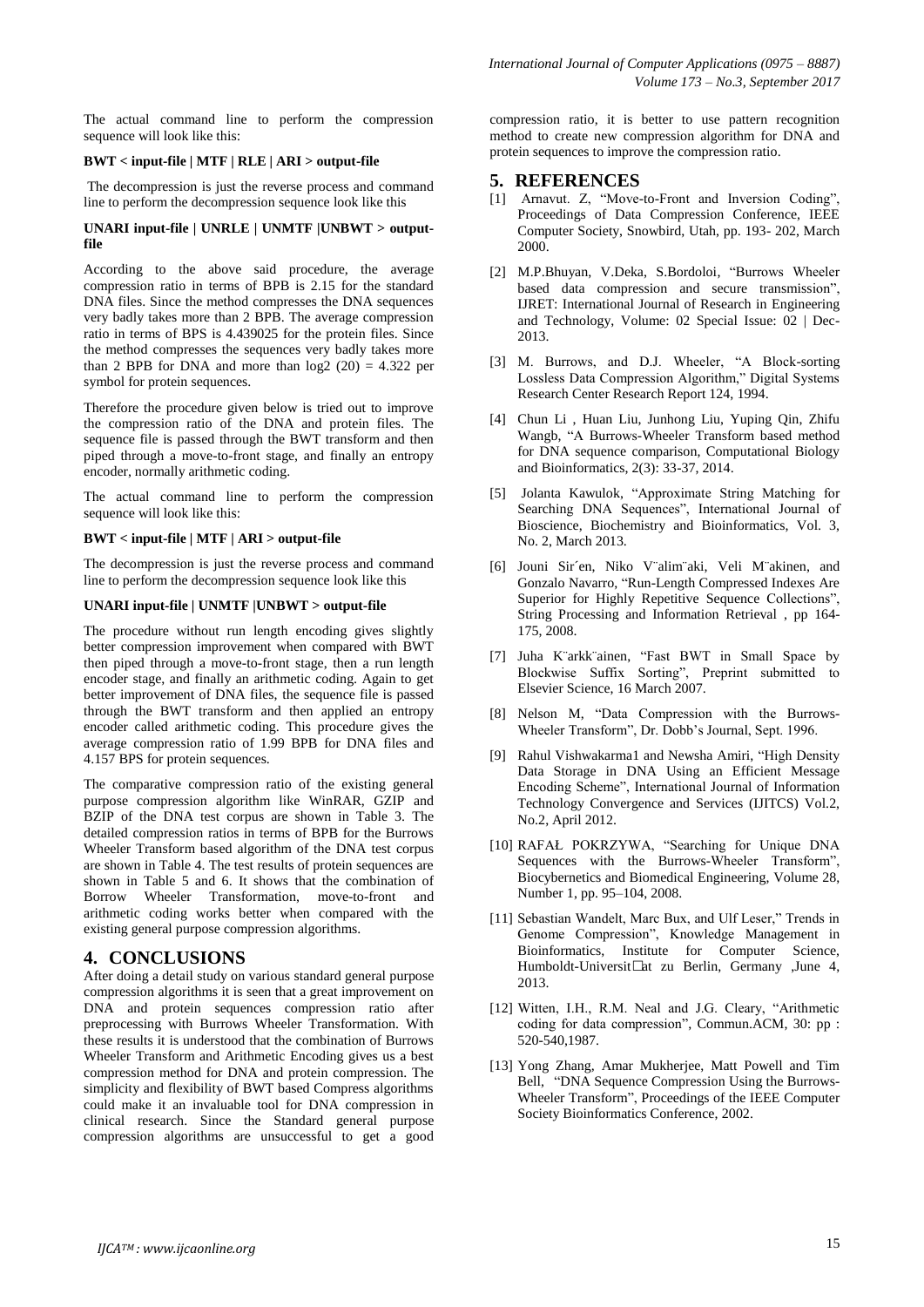The actual command line to perform the compression sequence will look like this:

**BWT < input-file | MTF | RLE | ARI > output-file**

The decompression is just the reverse process and command line to perform the decompression sequence look like this

**UNARI input-file | UNRLE | UNMTF |UNBWT > output-file**

According to the above said procedure, the average compression ratio in terms of BPB is 2.15 for the standard DNA files. Since the method compresses the DNA sequences very badly takes more than 2 BPB. The average compression ratio in terms of BPS is 4.439025 for the protein files. Since the method compresses the sequences very badly takes more than 2 BPB for DNA and more than $\log2 (20) = 4.322$ per symbol for protein sequences.

Therefore the procedure given below is tried out to improve the compression ratio of the DNA and protein files. The sequence file is passed through the BWT transform and then piped through a move-to-front stage, and finally an entropy encoder, normally arithmetic coding.

The actual command line to perform the compression sequence will look like this:

**BWT < input-file | MTF | ARI > output-file**

The decompression is just the reverse process and command line to perform the decompression sequence look like this

**UNARI input-file | UNMTF |UNBWT > output-file**

The procedure without run length encoding gives slightly better compression improvement when compared with BWT then piped through a move-to-front stage, then a run length encoder stage, and finally an arithmetic coding. Again to get better improvement of DNA files, the sequence file is passed through the BWT transform and then applied an entropy encoder called arithmetic coding. This procedure gives the average compression ratio of 1.99 BPB for DNA files and 4.157 BPS for protein sequences.

The comparative compression ratio of the existing general purpose compression algorithm like WinRAR, GZIP and BZIP of the DNA test corpus are shown in Table 3. The detailed compression ratios in terms of BPB for the Burrows Wheeler Transform based algorithm of the DNA test corpus are shown in Table 4. The test results of protein sequences are shown in Table 5 and 6. It shows that the combination of Borrow Wheeler Transformation, move-to-front and arithmetic coding works better when compared with the existing general purpose compression algorithms.

## 4. CONCLUSIONS

After doing a detail study on various standard general purpose compression algorithms it is seen that a great improvement on DNA and protein sequences compression ratio after preprocessing with Burrows Wheeler Transformation. With these results it is understood that the combination of Burrows Wheeler Transform and Arithmetic Encoding gives us a best compression method for DNA and protein compression. The simplicity and flexibility of BWT based Compress algorithms could make it an invaluable tool for DNA compression in clinical research. Since the Standard general purpose compression algorithms are unsuccessful to get a good compression ratio, it is better to use pattern recognition method to create new compression algorithm for DNA and protein sequences to improve the compression ratio.

## 5. REFERENCES

[1] Arnavut. Z, "Move-to-Front and Inversion Coding", Proceedings of Data Compression Conference, IEEE Computer Society, Snowbird, Utah, pp. 193- 202, March 2000.

[2] M.P.Bhuyan, V.Deka, S.Bordoloi, "Burrows Wheeler based data compression and secure transmission", IJRET: International Journal of Research in Engineering and Technology, Volume: 02 Special Issue: 02 | Dec-2013.

[3] M. Burrows, and D.J. Wheeler, "A Block-sorting Lossless Data Compression Algorithm," Digital Systems Research Center Research Report 124, 1994.

[4] Chun Li , Huan Liu, Junhong Liu, Yuping Qin, Zhifu Wangb, "A Burrows-Wheeler Transform based method for DNA sequence comparison, Computational Biology and Bioinformatics, 2(3): 33-37, 2014.

[5] Jolanta Kawulok, "Approximate String Matching for Searching DNA Sequences", International Journal of Bioscience, Biochemistry and Bioinformatics, Vol. 3, No. 2, March 2013.

[6] Jouni Sir´en, Niko V¨alim¨aki, Veli M¨akinen, and Gonzalo Navarro, "Run-Length Compressed Indexes Are Superior for Highly Repetitive Sequence Collections", String Processing and Information Retrieval , pp 164-175, 2008.

[7] Juha K¨arkk¨ainen, "Fast BWT in Small Space by Blockwise Suffix Sorting", Preprint submitted to Elsevier Science, 16 March 2007.

[8] Nelson M, "Data Compression with the Burrows-Wheeler Transform", Dr. Dobb's Journal, Sept. 1996.

[9] Rahul Vishwakarma1 and Newsha Amiri, "High Density Data Storage in DNA Using an Efficient Message Encoding Scheme", International Journal of Information Technology Convergence and Services (IJITCS) Vol.2, No.2, April 2012.

[10] RAFAŁ POKRZYWA, "Searching for Unique DNA Sequences with the Burrows-Wheeler Transform", Biocybernetics and Biomedical Engineering, Volume 28, Number 1, pp. 95–104, 2008.

[11] Sebastian Wandelt, Marc Bux, and Ulf Leser," Trends in Genome Compression", Knowledge Management in Bioinformatics, Institute for Computer Science, Humboldt-Universit□at zu Berlin, Germany ,June 4, 2013.

[12] Witten, I.H., R.M. Neal and J.G. Cleary, "Arithmetic coding for data compression", Commun.ACM, 30: pp : 520-540,1987.

[13] Yong Zhang, Amar Mukherjee, Matt Powell and Tim Bell, "DNA Sequence Compression Using the Burrows-Wheeler Transform", Proceedings of the IEEE Computer Society Bioinformatics Conference, 2002.